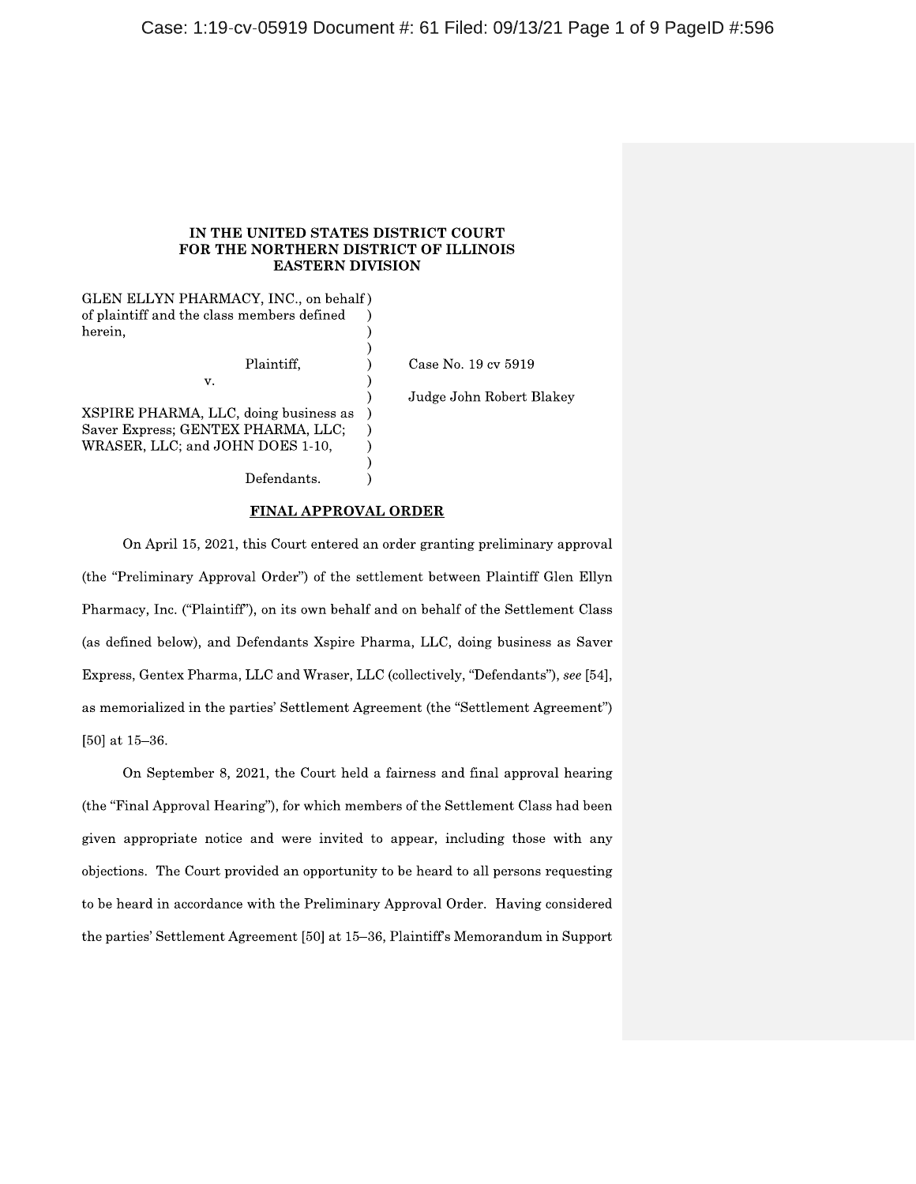# IN THE UNITED STATES DISTRICT COURT FOR THE NORTHERN DISTRICT OF ILLINOIS EASTERN DIVISION

GLEN ELLYN PHARMACY, INC., on behalf of plaintiff and the class members defined herein,

Plaintiff,

v.

XSPIRE PHARMA, LLC, doing business as Saver Express; GENTEX PHARMA, LLC; WRASER, LLC; and JOHN DOES 1-10,

Defendants.

Case No. 19 cv 5919

Judge John Robert Blakey

## FINAL APPROVAL ORDER

On April 15, 2021, this Court entered an order granting preliminary approval (the "Preliminary Approval Order") of the settlement between Plaintiff Glen Ellyn Pharmacy, Inc. ("Plaintiff"), on its own behalf and on behalf of the Settlement Class (as defined below), and Defendants Xspire Pharma, LLC, doing business as Saver Express, Gentex Pharma, LLC and Wraser, LLC (collectively, "Defendants"), *see* [54], as memorialized in the parties' Settlement Agreement (the "Settlement Agreement") [50] at 15–36.

On September 8, 2021, the Court held a fairness and final approval hearing (the "Final Approval Hearing"), for which members of the Settlement Class had been given appropriate notice and were invited to appear, including those with any objections. The Court provided an opportunity to be heard to all persons requesting to be heard in accordance with the Preliminary Approval Order. Having considered the parties' Settlement Agreement [50] at 15–36, Plaintiff's Memorandum in Support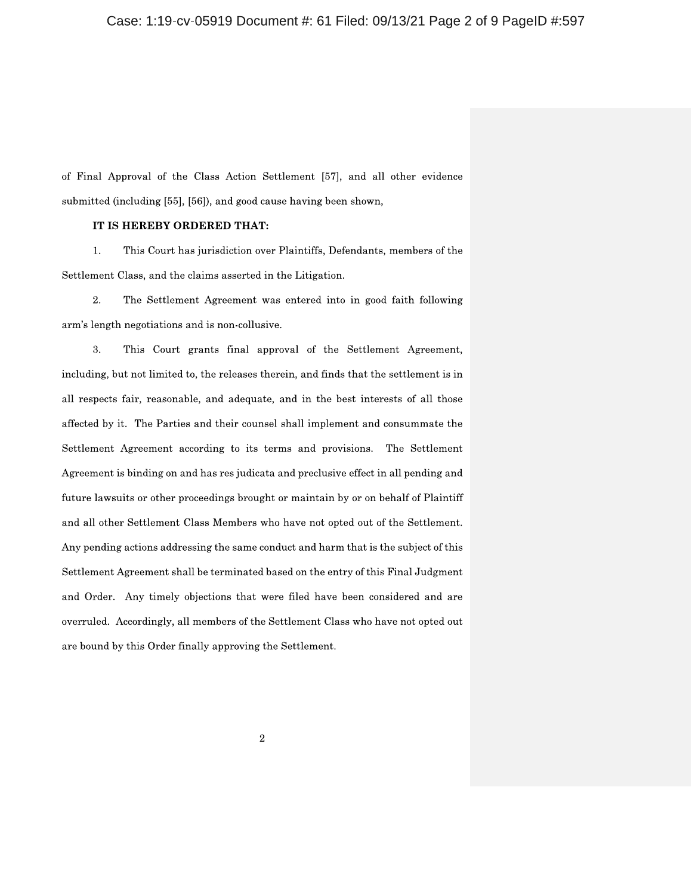of Final Approval of the Class Action Settlement [57], and all other evidence submitted (including [55], [56]), and good cause having been shown,

**IT IS HEREBY ORDERED THAT:**

1. This Court has jurisdiction over Plaintiffs, Defendants, members of the Settlement Class, and the claims asserted in the Litigation.

2. The Settlement Agreement was entered into in good faith following arm's length negotiations and is non-collusive.

3. This Court grants final approval of the Settlement Agreement, including, but not limited to, the releases therein, and finds that the settlement is in all respects fair, reasonable, and adequate, and in the best interests of all those affected by it. The Parties and their counsel shall implement and consummate the Settlement Agreement according to its terms and provisions. The Settlement Agreement is binding on and has res judicata and preclusive effect in all pending and future lawsuits or other proceedings brought or maintain by or on behalf of Plaintiff and all other Settlement Class Members who have not opted out of the Settlement. Any pending actions addressing the same conduct and harm that is the subject of this Settlement Agreement shall be terminated based on the entry of this Final Judgment and Order. Any timely objections that were filed have been considered and are overruled. Accordingly, all members of the Settlement Class who have not opted out are bound by this Order finally approving the Settlement.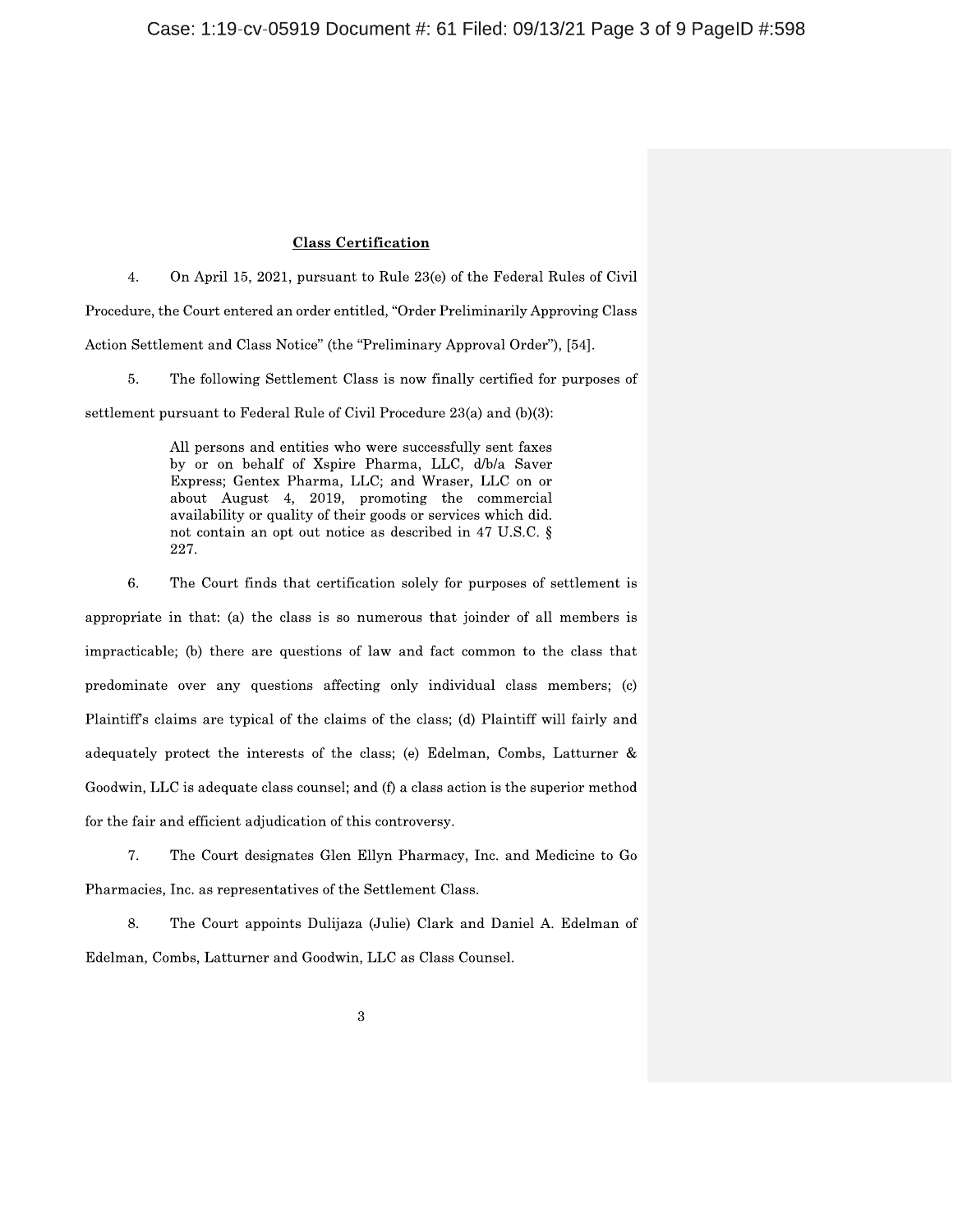## Class Certification

4. On April 15, 2021, pursuant to Rule 23(e) of the Federal Rules of Civil Procedure, the Court entered an order entitled, "Order Preliminarily Approving Class Action Settlement and Class Notice" (the "Preliminary Approval Order"), [54].

5. The following Settlement Class is now finally certified for purposes of settlement pursuant to Federal Rule of Civil Procedure 23(a) and (b)(3):

> All persons and entities who were successfully sent faxes by or on behalf of Xspire Pharma, LLC, d/b/a Saver Express; Gentex Pharma, LLC; and Wraser, LLC on or about August 4, 2019, promoting the commercial availability or quality of their goods or services which did. not contain an opt out notice as described in 47 U.S.C. § 227.

6. The Court finds that certification solely for purposes of settlement is appropriate in that: (a) the class is so numerous that joinder of all members is impracticable; (b) there are questions of law and fact common to the class that predominate over any questions affecting only individual class members; (c) Plaintiff's claims are typical of the claims of the class; (d) Plaintiff will fairly and adequately protect the interests of the class; (e) Edelman, Combs, Latturner & Goodwin, LLC is adequate class counsel; and (f) a class action is the superior method for the fair and efficient adjudication of this controversy.

7. The Court designates Glen Ellyn Pharmacy, Inc. and Medicine to Go Pharmacies, Inc. as representatives of the Settlement Class.

8. The Court appoints Dulijaza (Julie) Clark and Daniel A. Edelman of Edelman, Combs, Latturner and Goodwin, LLC as Class Counsel.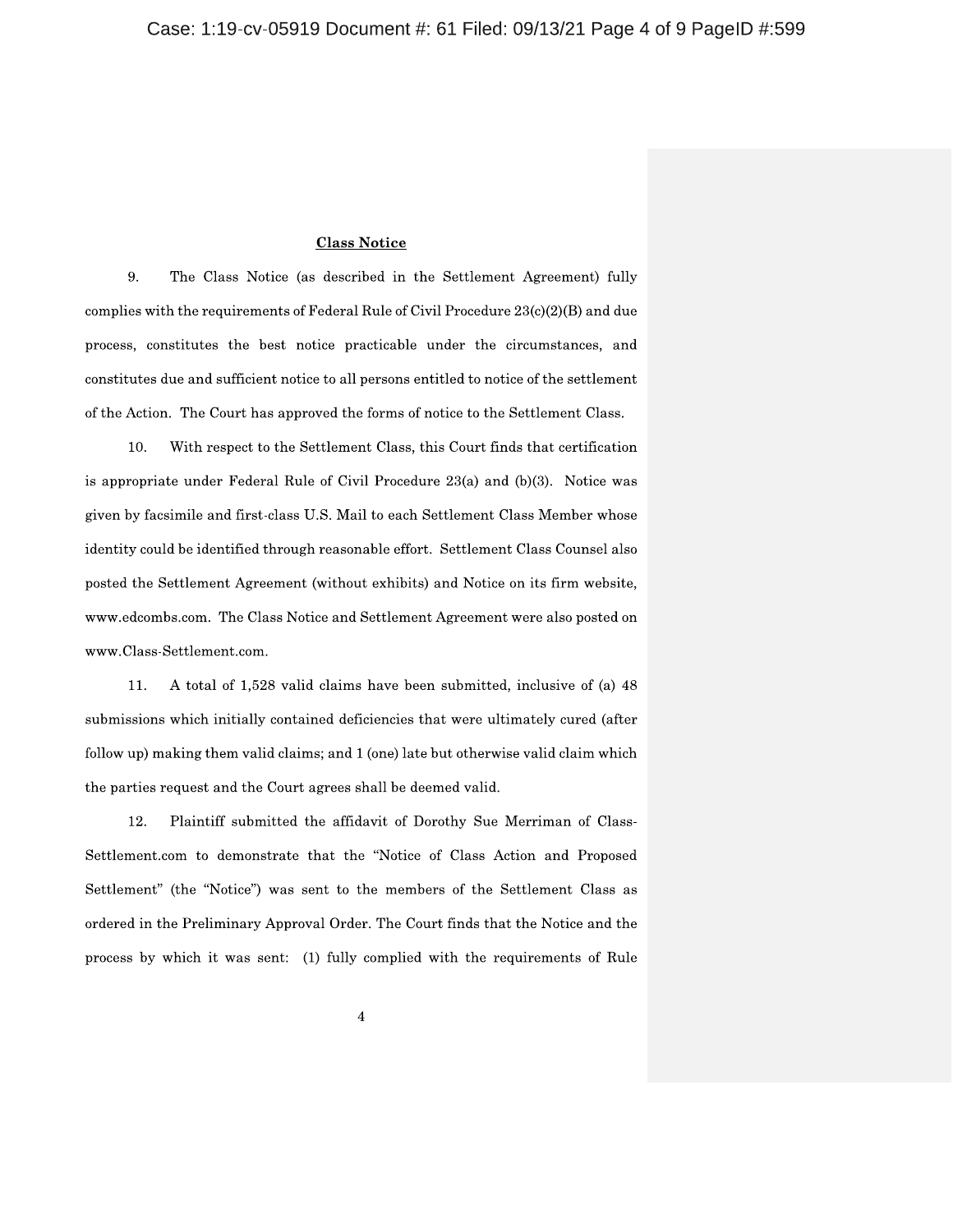## Class Notice

9. The Class Notice (as described in the Settlement Agreement) fully complies with the requirements of Federal Rule of Civil Procedure 23(c)(2)(B) and due process, constitutes the best notice practicable under the circumstances, and constitutes due and sufficient notice to all persons entitled to notice of the settlement of the Action. The Court has approved the forms of notice to the Settlement Class.

10. With respect to the Settlement Class, this Court finds that certification is appropriate under Federal Rule of Civil Procedure 23(a) and (b)(3). Notice was given by facsimile and first-class U.S. Mail to each Settlement Class Member whose identity could be identified through reasonable effort. Settlement Class Counsel also posted the Settlement Agreement (without exhibits) and Notice on its firm website, www.edcombs.com. The Class Notice and Settlement Agreement were also posted on www.Class-Settlement.com.

11. A total of 1,528 valid claims have been submitted, inclusive of (a) 48 submissions which initially contained deficiencies that were ultimately cured (after follow up) making them valid claims; and 1 (one) late but otherwise valid claim which the parties request and the Court agrees shall be deemed valid.

12. Plaintiff submitted the affidavit of Dorothy Sue Merriman of Class-Settlement.com to demonstrate that the "Notice of Class Action and Proposed Settlement" (the "Notice") was sent to the members of the Settlement Class as ordered in the Preliminary Approval Order. The Court finds that the Notice and the process by which it was sent: (1) fully complied with the requirements of Rule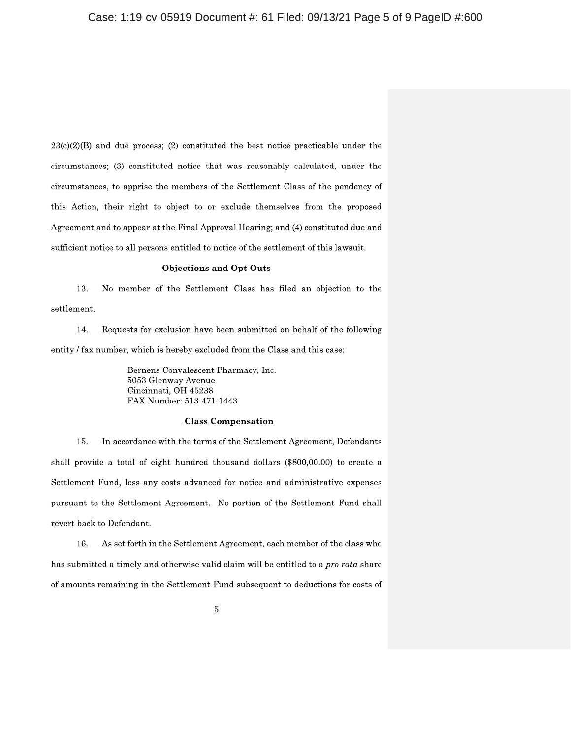23(c)(2)(B) and due process; (2) constituted the best notice practicable under the circumstances; (3) constituted notice that was reasonably calculated, under the circumstances, to apprise the members of the Settlement Class of the pendency of this Action, their right to object to or exclude themselves from the proposed Agreement and to appear at the Final Approval Hearing; and (4) constituted due and sufficient notice to all persons entitled to notice of the settlement of this lawsuit.

**Objections and Opt-Outs**

13. No member of the Settlement Class has filed an objection to the settlement.

14. Requests for exclusion have been submitted on behalf of the following entity / fax number, which is hereby excluded from the Class and this case:

> Bernens Convalescent Pharmacy, Inc.
> 5053 Glenway Avenue
> Cincinnati, OH 45238
> FAX Number: 513-471-1443

**Class Compensation**

15. In accordance with the terms of the Settlement Agreement, Defendants shall provide a total of eight hundred thousand dollars ($800,00.00) to create a Settlement Fund, less any costs advanced for notice and administrative expenses pursuant to the Settlement Agreement. No portion of the Settlement Fund shall revert back to Defendant.

16. As set forth in the Settlement Agreement, each member of the class who has submitted a timely and otherwise valid claim will be entitled to a *pro rata* share of amounts remaining in the Settlement Fund subsequent to deductions for costs of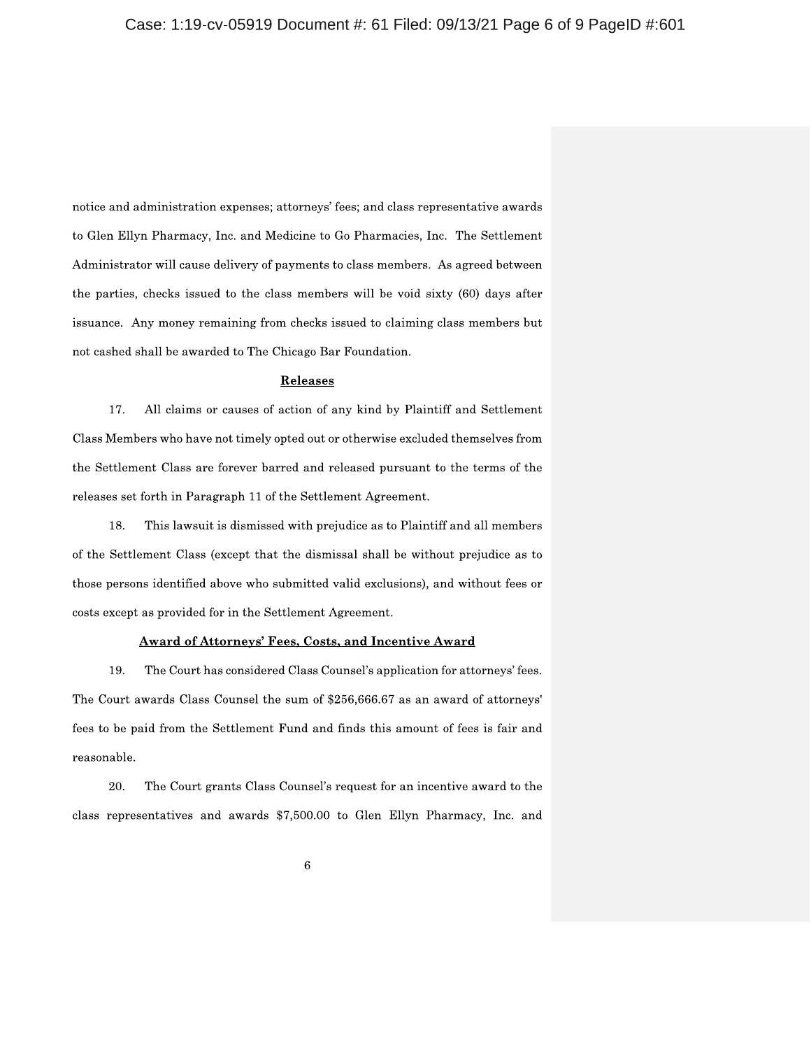notice and administration expenses; attorneys' fees; and class representative awards to Glen Ellyn Pharmacy, Inc. and Medicine to Go Pharmacies, Inc. The Settlement Administrator will cause delivery of payments to class members. As agreed between the parties, checks issued to the class members will be void sixty (60) days after issuance. Any money remaining from checks issued to claiming class members but not cashed shall be awarded to The Chicago Bar Foundation.

**Releases**

17. All claims or causes of action of any kind by Plaintiff and Settlement Class Members who have not timely opted out or otherwise excluded themselves from the Settlement Class are forever barred and released pursuant to the terms of the releases set forth in Paragraph 11 of the Settlement Agreement.

18. This lawsuit is dismissed with prejudice as to Plaintiff and all members of the Settlement Class (except that the dismissal shall be without prejudice as to those persons identified above who submitted valid exclusions), and without fees or costs except as provided for in the Settlement Agreement.

**Award of Attorneys' Fees, Costs, and Incentive Award**

19. The Court has considered Class Counsel's application for attorneys' fees. The Court awards Class Counsel the sum of $256,666.67 as an award of attorneys' fees to be paid from the Settlement Fund and finds this amount of fees is fair and reasonable.

20. The Court grants Class Counsel's request for an incentive award to the class representatives and awards $7,500.00 to Glen Ellyn Pharmacy, Inc. and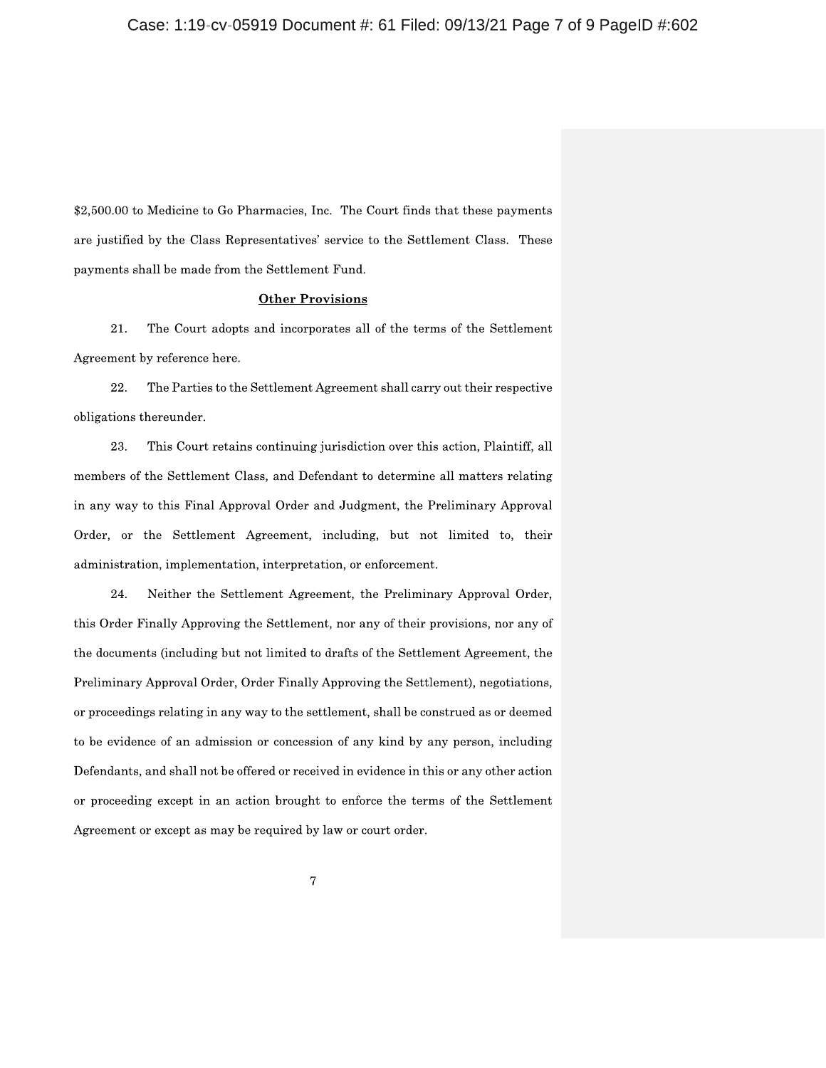$2,500.00 to Medicine to Go Pharmacies, Inc. The Court finds that these payments are justified by the Class Representatives' service to the Settlement Class. These payments shall be made from the Settlement Fund.

**Other Provisions**

21. The Court adopts and incorporates all of the terms of the Settlement Agreement by reference here.

22. The Parties to the Settlement Agreement shall carry out their respective obligations thereunder.

23. This Court retains continuing jurisdiction over this action, Plaintiff, all members of the Settlement Class, and Defendant to determine all matters relating in any way to this Final Approval Order and Judgment, the Preliminary Approval Order, or the Settlement Agreement, including, but not limited to, their administration, implementation, interpretation, or enforcement.

24. Neither the Settlement Agreement, the Preliminary Approval Order, this Order Finally Approving the Settlement, nor any of their provisions, nor any of the documents (including but not limited to drafts of the Settlement Agreement, the Preliminary Approval Order, Order Finally Approving the Settlement), negotiations, or proceedings relating in any way to the settlement, shall be construed as or deemed to be evidence of an admission or concession of any kind by any person, including Defendants, and shall not be offered or received in evidence in this or any other action or proceeding except in an action brought to enforce the terms of the Settlement Agreement or except as may be required by law or court order.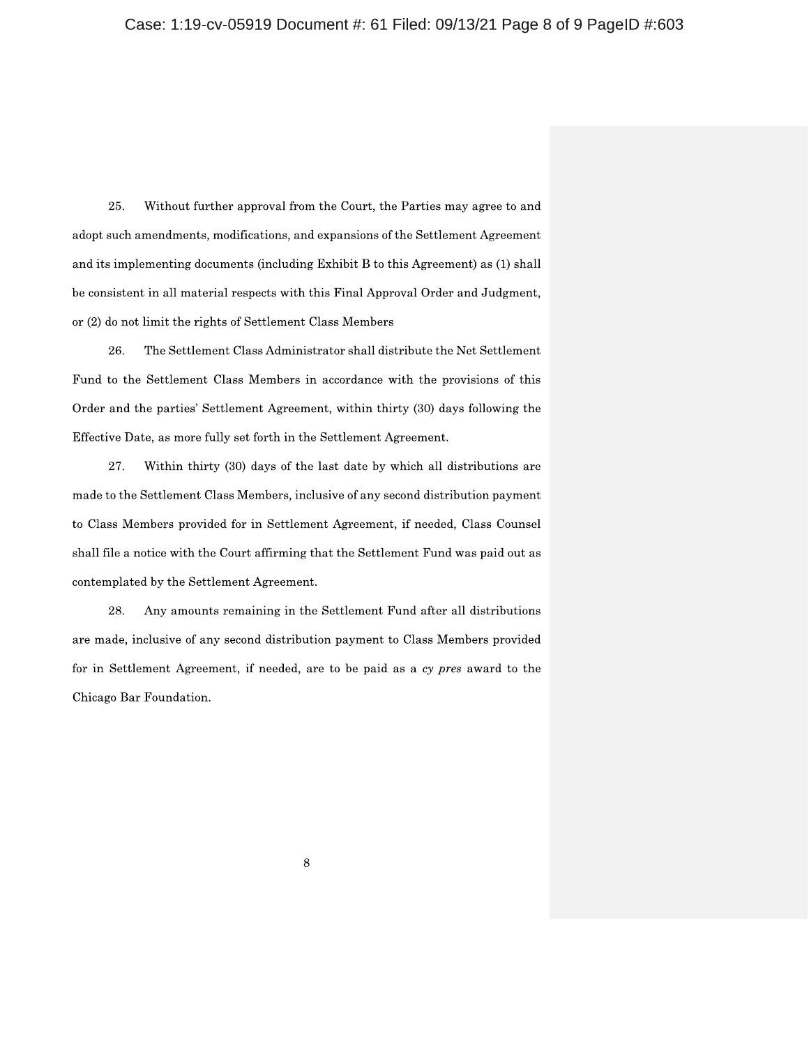25. Without further approval from the Court, the Parties may agree to and adopt such amendments, modifications, and expansions of the Settlement Agreement and its implementing documents (including Exhibit B to this Agreement) as (1) shall be consistent in all material respects with this Final Approval Order and Judgment, or (2) do not limit the rights of Settlement Class Members

26. The Settlement Class Administrator shall distribute the Net Settlement Fund to the Settlement Class Members in accordance with the provisions of this Order and the parties' Settlement Agreement, within thirty (30) days following the Effective Date, as more fully set forth in the Settlement Agreement.

27. Within thirty (30) days of the last date by which all distributions are made to the Settlement Class Members, inclusive of any second distribution payment to Class Members provided for in Settlement Agreement, if needed, Class Counsel shall file a notice with the Court affirming that the Settlement Fund was paid out as contemplated by the Settlement Agreement.

28. Any amounts remaining in the Settlement Fund after all distributions are made, inclusive of any second distribution payment to Class Members provided for in Settlement Agreement, if needed, are to be paid as a *cy pres* award to the Chicago Bar Foundation.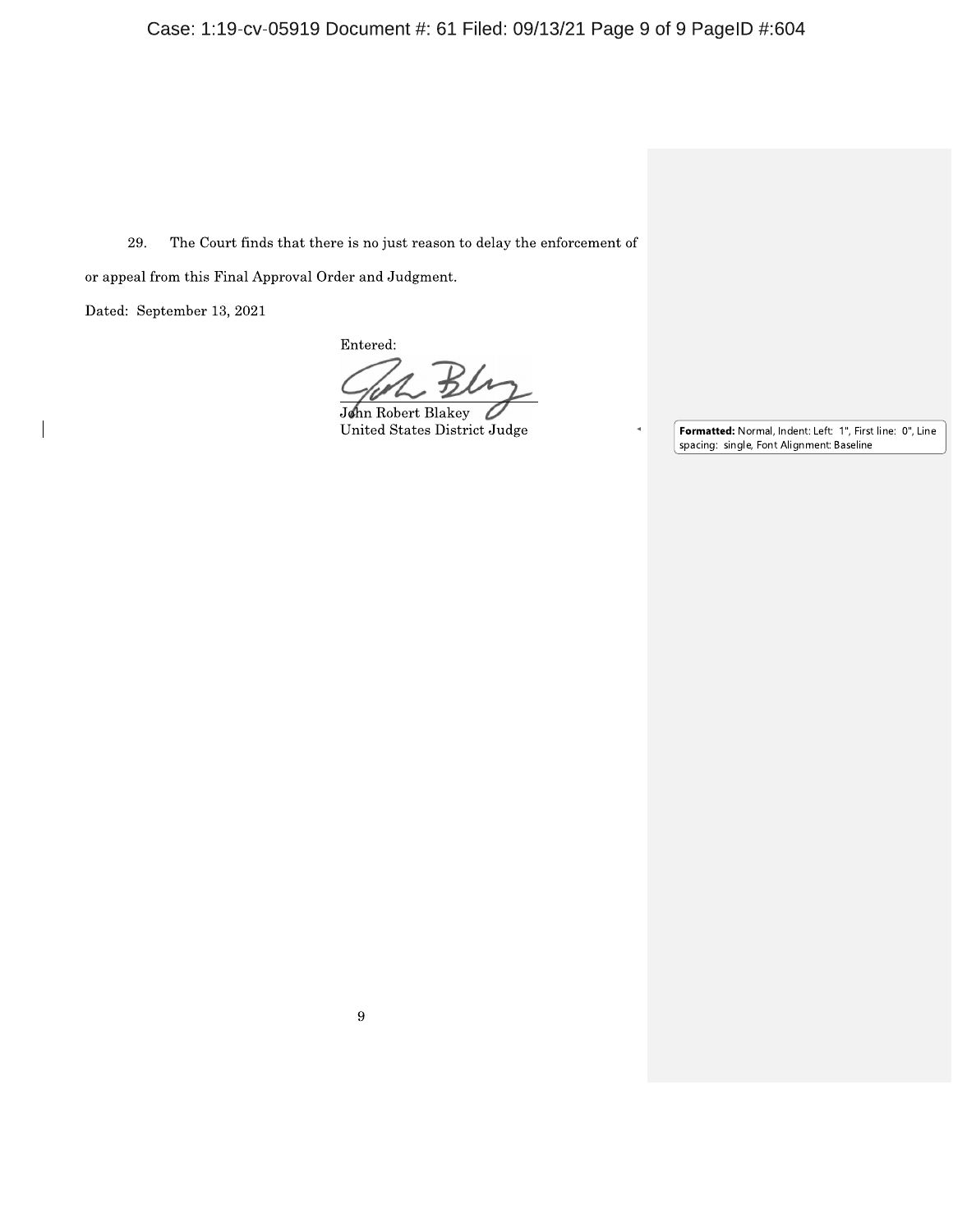29. The Court finds that there is no just reason to delay the enforcement of or appeal from this Final Approval Order and Judgment.

Dated: September 13, 2021

Entered:

John Robert Blakey
United States District Judge

**Formatted:** Normal, Indent: Left: 1", First line: 0", Line spacing: single, Font Alignment: Baseline